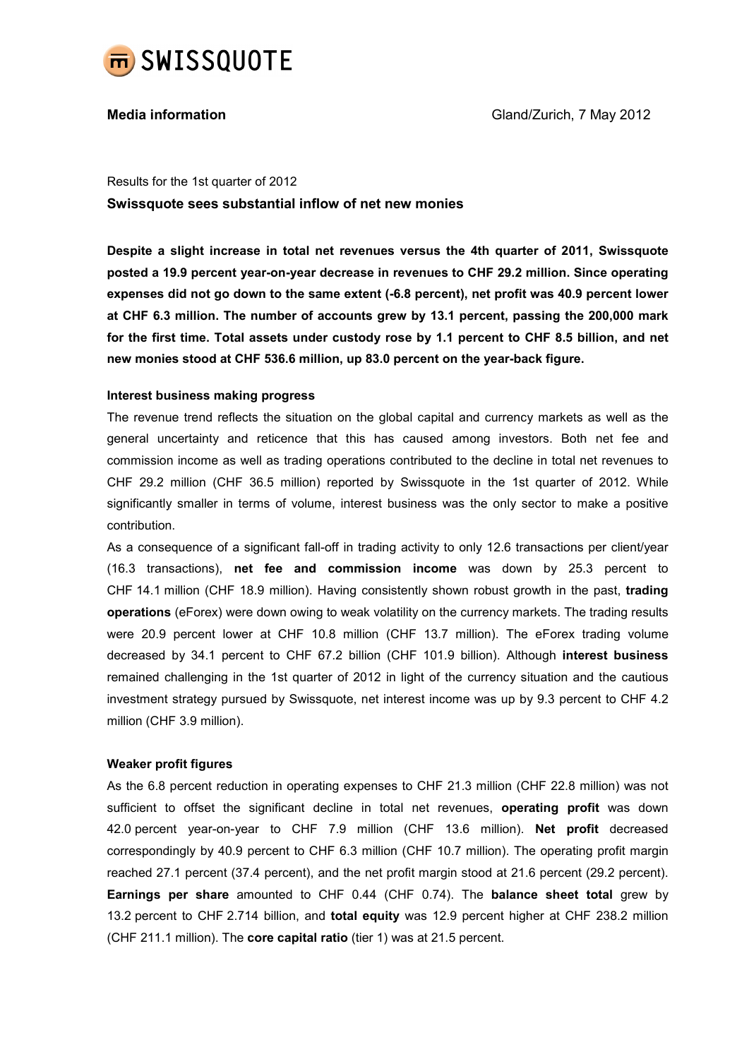**Media information**

Gland/Zurich, 7 May 2012

Results for the 1st quarter of 2012

## Swissquote sees substantial inflow of net new monies

**Despite a slight increase in total net revenues versus the 4th quarter of 2011, Swissquote posted a 19.9 percent year-on-year decrease in revenues to CHF 29.2 million. Since operating expenses did not go down to the same extent (-6.8 percent), net profit was 40.9 percent lower at CHF 6.3 million. The number of accounts grew by 13.1 percent, passing the 200,000 mark for the first time. Total assets under custody rose by 1.1 percent to CHF 8.5 billion, and net new monies stood at CHF 536.6 million, up 83.0 percent on the year-back figure.**

### Interest business making progress

The revenue trend reflects the situation on the global capital and currency markets as well as the general uncertainty and reticence that this has caused among investors. Both net fee and commission income as well as trading operations contributed to the decline in total net revenues to CHF 29.2 million (CHF 36.5 million) reported by Swissquote in the 1st quarter of 2012. While significantly smaller in terms of volume, interest business was the only sector to make a positive contribution.

As a consequence of a significant fall-off in trading activity to only 12.6 transactions per client/year (16.3 transactions), **net fee and commission income** was down by 25.3 percent to CHF 14.1 million (CHF 18.9 million). Having consistently shown robust growth in the past, **trading operations** (eForex) were down owing to weak volatility on the currency markets. The trading results were 20.9 percent lower at CHF 10.8 million (CHF 13.7 million). The eForex trading volume decreased by 34.1 percent to CHF 67.2 billion (CHF 101.9 billion). Although **interest business** remained challenging in the 1st quarter of 2012 in light of the currency situation and the cautious investment strategy pursued by Swissquote, net interest income was up by 9.3 percent to CHF 4.2 million (CHF 3.9 million).

### Weaker profit figures

As the 6.8 percent reduction in operating expenses to CHF 21.3 million (CHF 22.8 million) was not sufficient to offset the significant decline in total net revenues, **operating profit** was down 42.0 percent year-on-year to CHF 7.9 million (CHF 13.6 million). **Net profit** decreased correspondingly by 40.9 percent to CHF 6.3 million (CHF 10.7 million). The operating profit margin reached 27.1 percent (37.4 percent), and the net profit margin stood at 21.6 percent (29.2 percent). **Earnings per share** amounted to CHF 0.44 (CHF 0.74). The **balance sheet total** grew by 13.2 percent to CHF 2.714 billion, and **total equity** was 12.9 percent higher at CHF 238.2 million (CHF 211.1 million). The **core capital ratio** (tier 1) was at 21.5 percent.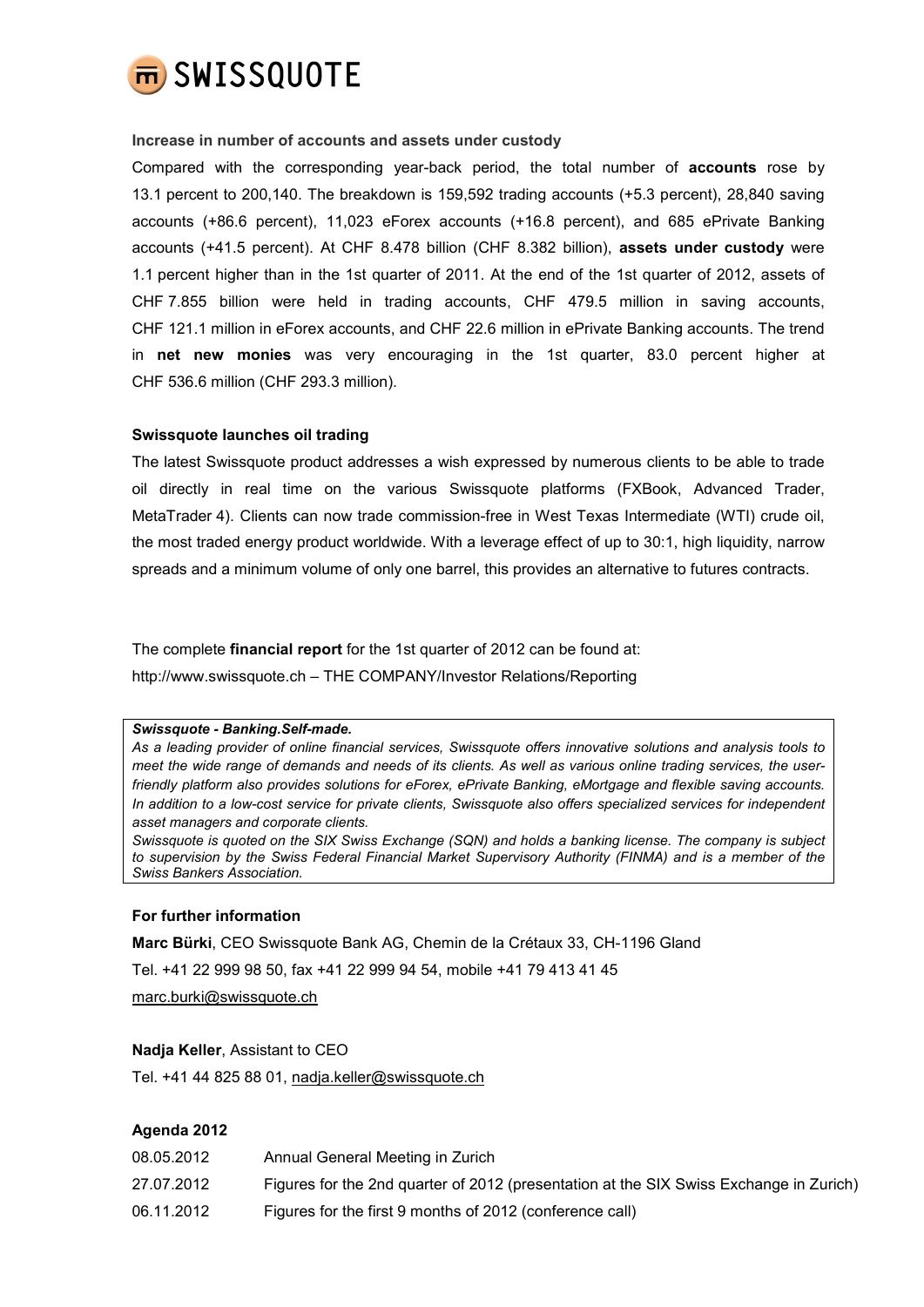**Increase in number of accounts and assets under custody**

Compared with the corresponding year-back period, the total number of **accounts** rose by 13.1 percent to 200,140. The breakdown is 159,592 trading accounts (+5.3 percent), 28,840 saving accounts (+86.6 percent), 11,023 eForex accounts (+16.8 percent), and 685 ePrivate Banking accounts (+41.5 percent). At CHF 8.478 billion (CHF 8.382 billion), **assets under custody** were 1.1 percent higher than in the 1st quarter of 2011. At the end of the 1st quarter of 2012, assets of CHF 7.855 billion were held in trading accounts, CHF 479.5 million in saving accounts, CHF 121.1 million in eForex accounts, and CHF 22.6 million in ePrivate Banking accounts. The trend in **net new monies** was very encouraging in the 1st quarter, 83.0 percent higher at CHF 536.6 million (CHF 293.3 million).

**Swissquote launches oil trading**

The latest Swissquote product addresses a wish expressed by numerous clients to be able to trade oil directly in real time on the various Swissquote platforms (FXBook, Advanced Trader, MetaTrader 4). Clients can now trade commission-free in West Texas Intermediate (WTI) crude oil, the most traded energy product worldwide. With a leverage effect of up to 30:1, high liquidity, narrow spreads and a minimum volume of only one barrel, this provides an alternative to futures contracts.

The complete **financial report** for the 1st quarter of 2012 can be found at:
http://www.swissquote.ch – THE COMPANY/Investor Relations/Reporting

***Swissquote - Banking.Self-made.***
*As a leading provider of online financial services, Swissquote offers innovative solutions and analysis tools to meet the wide range of demands and needs of its clients. As well as various online trading services, the user-friendly platform also provides solutions for eForex, ePrivate Banking, eMortgage and flexible saving accounts. In addition to a low-cost service for private clients, Swissquote also offers specialized services for independent asset managers and corporate clients.*
*Swissquote is quoted on the SIX Swiss Exchange (SQN) and holds a banking license. The company is subject to supervision by the Swiss Federal Financial Market Supervisory Authority (FINMA) and is a member of the Swiss Bankers Association.*

**For further information**

**Marc Bürki**, CEO Swissquote Bank AG, Chemin de la Crétaux 33, CH-1196 Gland
Tel. +41 22 999 98 50, fax +41 22 999 94 54, mobile +41 79 413 41 45
marc.burki@swissquote.ch

**Nadja Keller**, Assistant to CEO
Tel. +41 44 825 88 01, nadja.keller@swissquote.ch

**Agenda 2012**

| | |
|---|---|
| 08.05.2012 | Annual General Meeting in Zurich |
| 27.07.2012 | Figures for the 2nd quarter of 2012 (presentation at the SIX Swiss Exchange in Zurich) |
| 06.11.2012 | Figures for the first 9 months of 2012 (conference call) |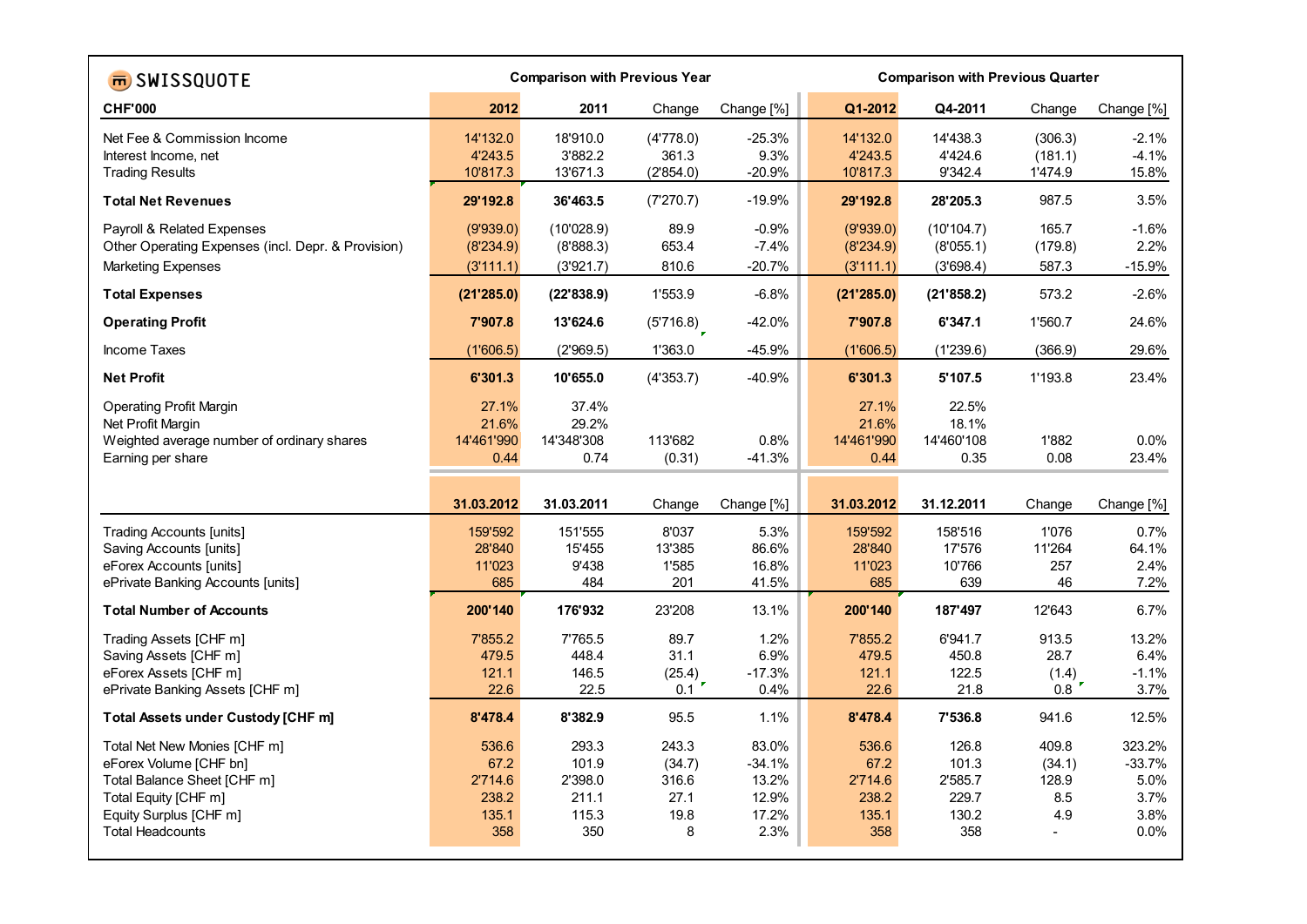| SWISSQUOTE | Comparison with Previous Year | | | | Comparison with Previous Quarter | | | |
|---|---|---|---|---|---|---|---|---|
| **CHF'000** | **2012** | **2011** | Change | Change [%] | **Q1-2012** | **Q4-2011** | Change | Change [%] |
| Net Fee & Commission Income | 14'132.0 | 18'910.0 | (4'778.0) | -25.3% | 14'132.0 | 14'438.3 | (306.3) | -2.1% |
| Interest Income, net | 4'243.5 | 3'882.2 | 361.3 | 9.3% | 4'243.5 | 4'424.6 | (181.1) | -4.1% |
| Trading Results | 10'817.3 | 13'671.3 | (2'854.0) | -20.9% | 10'817.3 | 9'342.4 | 1'474.9 | 15.8% |
| **Total Net Revenues** | **29'192.8** | **36'463.5** | (7'270.7) | -19.9% | **29'192.8** | **28'205.3** | 987.5 | 3.5% |
| Payroll & Related Expenses | (9'939.0) | (10'028.9) | 89.9 | -0.9% | (9'939.0) | (10'104.7) | 165.7 | -1.6% |
| Other Operating Expenses (incl. Depr. & Provision) | (8'234.9) | (8'888.3) | 653.4 | -7.4% | (8'234.9) | (8'055.1) | (179.8) | 2.2% |
| Marketing Expenses | (3'111.1) | (3'921.7) | 810.6 | -20.7% | (3'111.1) | (3'698.4) | 587.3 | -15.9% |
| **Total Expenses** | **(21'285.0)** | **(22'838.9)** | 1'553.9 | -6.8% | **(21'285.0)** | **(21'858.2)** | 573.2 | -2.6% |
| **Operating Profit** | **7'907.8** | **13'624.6** | (5'716.8) | -42.0% | **7'907.8** | **6'347.1** | 1'560.7 | 24.6% |
| Income Taxes | (1'606.5) | (2'969.5) | 1'363.0 | -45.9% | (1'606.5) | (1'239.6) | (366.9) | 29.6% |
| **Net Profit** | **6'301.3** | **10'655.0** | (4'353.7) | -40.9% | **6'301.3** | **5'107.5** | 1'193.8 | 23.4% |
| Operating Profit Margin | 27.1% | 37.4% | | | 27.1% | 22.5% | | |
| Net Profit Margin | 21.6% | 29.2% | | | 21.6% | 18.1% | | |
| Weighted average number of ordinary shares | 14'461'990 | 14'348'308 | 113'682 | 0.8% | 14'461'990 | 14'460'108 | 1'882 | 0.0% |
| Earning per share | 0.44 | 0.74 | (0.31) | -41.3% | 0.44 | 0.35 | 0.08 | 23.4% |
| | **31.03.2012** | **31.03.2011** | Change | Change [%] | **31.03.2012** | **31.12.2011** | Change | Change [%] |
| Trading Accounts [units] | 159'592 | 151'555 | 8'037 | 5.3% | 159'592 | 158'516 | 1'076 | 0.7% |
| Saving Accounts [units] | 28'840 | 15'455 | 13'385 | 86.6% | 28'840 | 17'576 | 11'264 | 64.1% |
| eForex Accounts [units] | 11'023 | 9'438 | 1'585 | 16.8% | 11'023 | 10'766 | 257 | 2.4% |
| ePrivate Banking Accounts [units] | 685 | 484 | 201 | 41.5% | 685 | 639 | 46 | 7.2% |
| **Total Number of Accounts** | **200'140** | **176'932** | 23'208 | 13.1% | **200'140** | **187'497** | 12'643 | 6.7% |
| Trading Assets [CHF m] | 7'855.2 | 7'765.5 | 89.7 | 1.2% | 7'855.2 | 6'941.7 | 913.5 | 13.2% |
| Saving Assets [CHF m] | 479.5 | 448.4 | 31.1 | 6.9% | 479.5 | 450.8 | 28.7 | 6.4% |
| eForex Assets [CHF m] | 121.1 | 146.5 | (25.4) | -17.3% | 121.1 | 122.5 | (1.4) | -1.1% |
| ePrivate Banking Assets [CHF m] | 22.6 | 22.5 | 0.1 | 0.4% | 22.6 | 21.8 | 0.8 | 3.7% |
| **Total Assets under Custody [CHF m]** | **8'478.4** | **8'382.9** | 95.5 | 1.1% | **8'478.4** | **7'536.8** | 941.6 | 12.5% |
| Total Net New Monies [CHF m] | 536.6 | 293.3 | 243.3 | 83.0% | 536.6 | 126.8 | 409.8 | 323.2% |
| eForex Volume [CHF bn] | 67.2 | 101.9 | (34.7) | -34.1% | 67.2 | 101.3 | (34.1) | -33.7% |
| Total Balance Sheet [CHF m] | 2'714.6 | 2'398.0 | 316.6 | 13.2% | 2'714.6 | 2'585.7 | 128.9 | 5.0% |
| Total Equity [CHF m] | 238.2 | 211.1 | 27.1 | 12.9% | 238.2 | 229.7 | 8.5 | 3.7% |
| Equity Surplus [CHF m] | 135.1 | 115.3 | 19.8 | 17.2% | 135.1 | 130.2 | 4.9 | 3.8% |
| Total Headcounts | 358 | 350 | 8 | 2.3% | 358 | 358 | - | 0.0% |